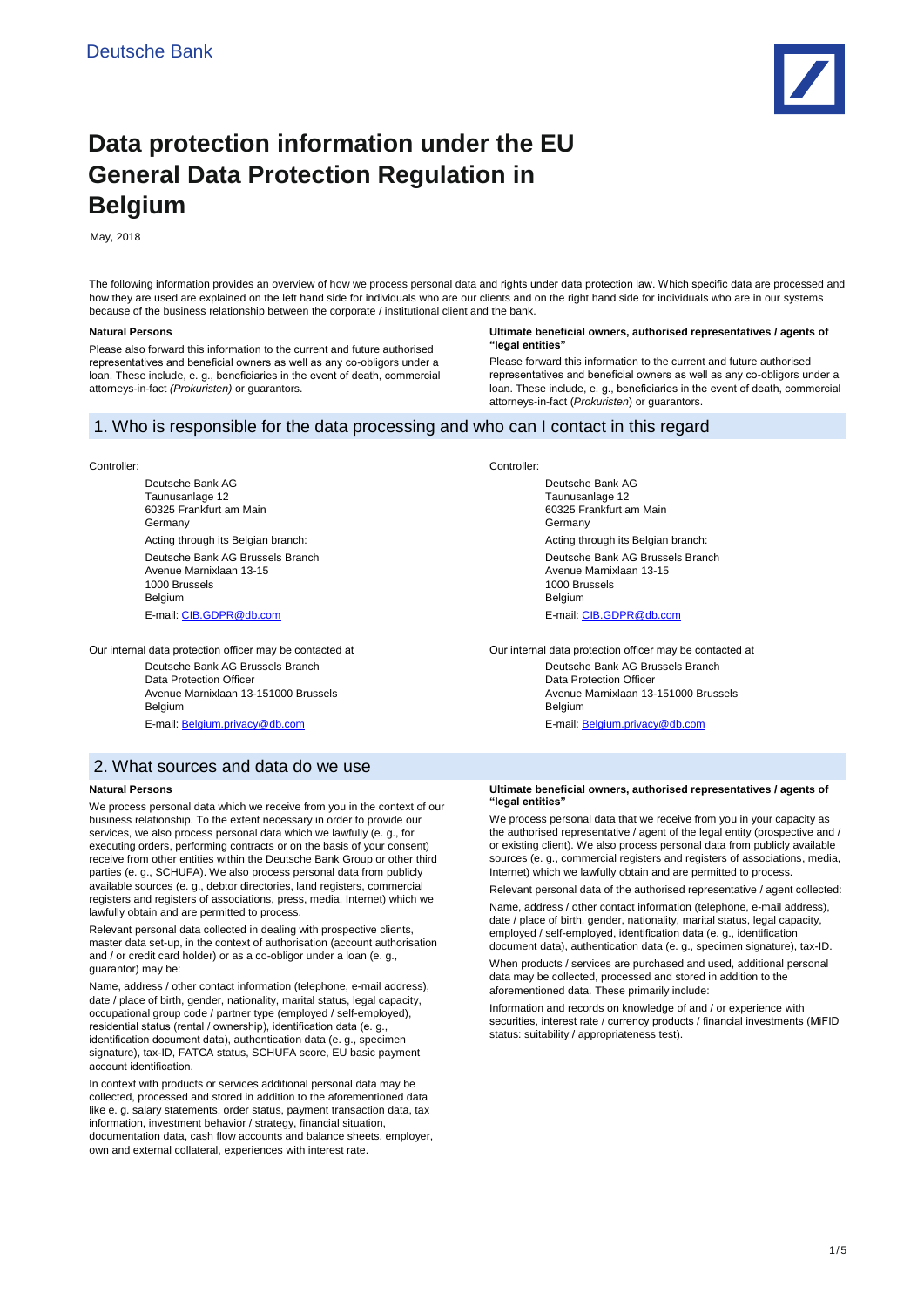Deutsche Bank

# Data protection information under the EU General Data Protection Regulation in Belgium

May, 2018

The following information provides an overview of how we process personal data and rights under data protection law. Which specific data are processed and how they are used are explained on the left hand side for individuals who are our clients and on the right hand side for individuals who are in our systems because of the business relationship between the corporate / institutional client and the bank.

**Natural Persons**

Please also forward this information to the current and future authorised representatives and beneficial owners as well as any co-obligors under a loan. These include, e. g., beneficiaries in the event of death, commercial attorneys-in-fact *(Prokuristen)* or guarantors.

**Ultimate beneficial owners, authorised representatives / agents of "legal entities"**

Please forward this information to the current and future authorised representatives and beneficial owners as well as any co-obligors under a loan. These include, e. g., beneficiaries in the event of death, commercial attorneys-in-fact (*Prokuristen*) or guarantors.

## 1. Who is responsible for the data processing and who can I contact in this regard

**Natural Persons**

Controller:

Deutsche Bank AG
Taunusanlage 12
60325 Frankfurt am Main
Germany

Acting through its Belgian branch:

Deutsche Bank AG Brussels Branch
Avenue Marnixlaan 13-15
1000 Brussels
Belgium

E-mail: CIB.GDPR@db.com

Our internal data protection officer may be contacted at

Deutsche Bank AG Brussels Branch
Data Protection Officer
Avenue Marnixlaan 13-151000 Brussels
Belgium

E-mail: Belgium.privacy@db.com

**Ultimate beneficial owners, authorised representatives / agents of "legal entities"**

Controller:

Deutsche Bank AG
Taunusanlage 12
60325 Frankfurt am Main
Germany

Acting through its Belgian branch:

Deutsche Bank AG Brussels Branch
Avenue Marnixlaan 13-15
1000 Brussels
Belgium

E-mail: CIB.GDPR@db.com

Our internal data protection officer may be contacted at

Deutsche Bank AG Brussels Branch
Data Protection Officer
Avenue Marnixlaan 13-151000 Brussels
Belgium

E-mail: Belgium.privacy@db.com

## 2. What sources and data do we use

**Natural Persons**

We process personal data which we receive from you in the context of our business relationship. To the extent necessary in order to provide our services, we also process personal data which we lawfully (e. g., for executing orders, performing contracts or on the basis of your consent) receive from other entities within the Deutsche Bank Group or other third parties (e. g., SCHUFA). We also process personal data from publicly available sources (e. g., debtor directories, land registers, commercial registers and registers of associations, press, media, Internet) which we lawfully obtain and are permitted to process.

Relevant personal data collected in dealing with prospective clients, master data set-up, in the context of authorisation (account authorisation and / or credit card holder) or as a co-obligor under a loan (e. g., guarantor) may be:

Name, address / other contact information (telephone, e-mail address), date / place of birth, gender, nationality, marital status, legal capacity, occupational group code / partner type (employed / self-employed), residential status (rental / ownership), identification data (e. g., identification document data), authentication data (e. g., specimen signature), tax-ID, FATCA status, SCHUFA score, EU basic payment account identification.

In context with products or services additional personal data may be collected, processed and stored in addition to the aforementioned data like e. g. salary statements, order status, payment transaction data, tax information, investment behavior / strategy, financial situation, documentation data, cash flow accounts and balance sheets, employer, own and external collateral, experiences with interest rate.

**Ultimate beneficial owners, authorised representatives / agents of "legal entities"**

We process personal data that we receive from you in your capacity as the authorised representative / agent of the legal entity (prospective and / or existing client). We also process personal data from publicly available sources (e. g., commercial registers and registers of associations, media, Internet) which we lawfully obtain and are permitted to process.

Relevant personal data of the authorised representative / agent collected:

Name, address / other contact information (telephone, e-mail address), date / place of birth, gender, nationality, marital status, legal capacity, employed / self-employed, identification data (e. g., identification document data), authentication data (e. g., specimen signature), tax-ID.

When products / services are purchased and used, additional personal data may be collected, processed and stored in addition to the aforementioned data. These primarily include:

Information and records on knowledge of and / or experience with securities, interest rate / currency products / financial investments (MiFID status: suitability / appropriateness test).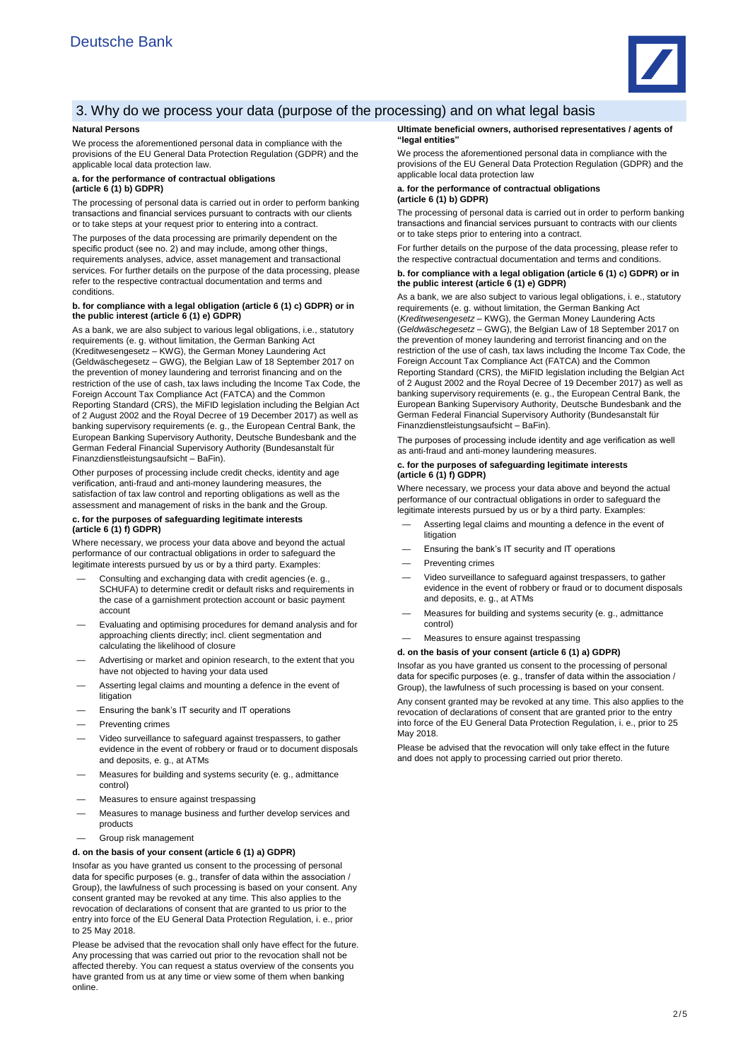## 3. Why do we process your data (purpose of the processing) and on what legal basis

**Natural Persons**

We process the aforementioned personal data in compliance with the provisions of the EU General Data Protection Regulation (GDPR) and the applicable local data protection law.

**a. for the performance of contractual obligations (article 6 (1) b) GDPR)**

The processing of personal data is carried out in order to perform banking transactions and financial services pursuant to contracts with our clients or to take steps at your request prior to entering into a contract.

The purposes of the data processing are primarily dependent on the specific product (see no. 2) and may include, among other things, requirements analyses, advice, asset management and transactional services. For further details on the purpose of the data processing, please refer to the respective contractual documentation and terms and conditions.

**b. for compliance with a legal obligation (article 6 (1) c) GDPR) or in the public interest (article 6 (1) e) GDPR)**

As a bank, we are also subject to various legal obligations, i.e., statutory requirements (e. g. without limitation, the German Banking Act (Kreditwesengesetz – KWG), the German Money Laundering Act (Geldwäschegesetz – GWG), the Belgian Law of 18 September 2017 on the prevention of money laundering and terrorist financing and on the restriction of the use of cash, tax laws including the Income Tax Code, the Foreign Account Tax Compliance Act (FATCA) and the Common Reporting Standard (CRS), the MiFID legislation including the Belgian Act of 2 August 2002 and the Royal Decree of 19 December 2017) as well as banking supervisory requirements (e. g., the European Central Bank, the European Banking Supervisory Authority, Deutsche Bundesbank and the German Federal Financial Supervisory Authority (Bundesanstalt für Finanzdienstleistungsaufsicht – BaFin).

Other purposes of processing include credit checks, identity and age verification, anti-fraud and anti-money laundering measures, the satisfaction of tax law control and reporting obligations as well as the assessment and management of risks in the bank and the Group.

**c. for the purposes of safeguarding legitimate interests (article 6 (1) f) GDPR)**

Where necessary, we process your data above and beyond the actual performance of our contractual obligations in order to safeguard the legitimate interests pursued by us or by a third party. Examples:

- Consulting and exchanging data with credit agencies (e. g., SCHUFA) to determine credit or default risks and requirements in the case of a garnishment protection account or basic payment account
- Evaluating and optimising procedures for demand analysis and for approaching clients directly; incl. client segmentation and calculating the likelihood of closure
- Advertising or market and opinion research, to the extent that you have not objected to having your data used
- Asserting legal claims and mounting a defence in the event of litigation
- Ensuring the bank's IT security and IT operations
- Preventing crimes
- Video surveillance to safeguard against trespassers, to gather evidence in the event of robbery or fraud or to document disposals and deposits, e. g., at ATMs
- Measures for building and systems security (e. g., admittance control)
- Measures to ensure against trespassing
- Measures to manage business and further develop services and products
- Group risk management

**d. on the basis of your consent (article 6 (1) a) GDPR)**

Insofar as you have granted us consent to the processing of personal data for specific purposes (e. g., transfer of data within the association / Group), the lawfulness of such processing is based on your consent. Any consent granted may be revoked at any time. This also applies to the revocation of declarations of consent that are granted to us prior to the entry into force of the EU General Data Protection Regulation, i. e., prior to 25 May 2018.

Please be advised that the revocation shall only have effect for the future. Any processing that was carried out prior to the revocation shall not be affected thereby. You can request a status overview of the consents you have granted from us at any time or view some of them when banking online.

**Ultimate beneficial owners, authorised representatives / agents of "legal entities"**

We process the aforementioned personal data in compliance with the provisions of the EU General Data Protection Regulation (GDPR) and the applicable local data protection law

**a. for the performance of contractual obligations (article 6 (1) b) GDPR)**

The processing of personal data is carried out in order to perform banking transactions and financial services pursuant to contracts with our clients or to take steps prior to entering into a contract.

For further details on the purpose of the data processing, please refer to the respective contractual documentation and terms and conditions.

**b. for compliance with a legal obligation (article 6 (1) c) GDPR) or in the public interest (article 6 (1) e) GDPR)**

As a bank, we are also subject to various legal obligations, i. e., statutory requirements (e. g. without limitation, the German Banking Act (*Kreditwesengesetz* – KWG), the German Money Laundering Acts (*Geldwäschegesetz* – GWG), the Belgian Law of 18 September 2017 on the prevention of money laundering and terrorist financing and on the restriction of the use of cash, tax laws including the Income Tax Code, the Foreign Account Tax Compliance Act (FATCA) and the Common Reporting Standard (CRS), the MiFID legislation including the Belgian Act of 2 August 2002 and the Royal Decree of 19 December 2017) as well as banking supervisory requirements (e. g., the European Central Bank, the European Banking Supervisory Authority, Deutsche Bundesbank and the German Federal Financial Supervisory Authority (Bundesanstalt für Finanzdienstleistungsaufsicht – BaFin).

The purposes of processing include identity and age verification as well as anti-fraud and anti-money laundering measures.

**c. for the purposes of safeguarding legitimate interests (article 6 (1) f) GDPR)**

Where necessary, we process your data above and beyond the actual performance of our contractual obligations in order to safeguard the legitimate interests pursued by us or by a third party. Examples:

- Asserting legal claims and mounting a defence in the event of litigation
- Ensuring the bank's IT security and IT operations
- Preventing crimes
- Video surveillance to safeguard against trespassers, to gather evidence in the event of robbery or fraud or to document disposals and deposits, e. g., at ATMs
- Measures for building and systems security (e. g., admittance control)
- Measures to ensure against trespassing

**d. on the basis of your consent (article 6 (1) a) GDPR)**

Insofar as you have granted us consent to the processing of personal data for specific purposes (e. g., transfer of data within the association / Group), the lawfulness of such processing is based on your consent.

Any consent granted may be revoked at any time. This also applies to the revocation of declarations of consent that are granted prior to the entry into force of the EU General Data Protection Regulation, i. e., prior to 25 May 2018.

Please be advised that the revocation will only take effect in the future and does not apply to processing carried out prior thereto.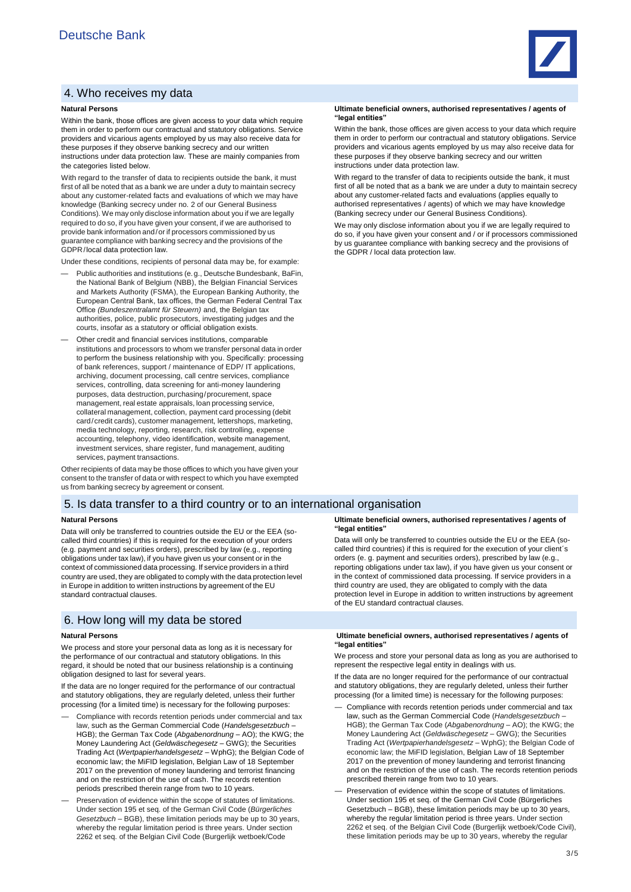## 4. Who receives my data

**Natural Persons**

Within the bank, those offices are given access to your data which require them in order to perform our contractual and statutory obligations. Service providers and vicarious agents employed by us may also receive data for these purposes if they observe banking secrecy and our written instructions under data protection law. These are mainly companies from the categories listed below.

With regard to the transfer of data to recipients outside the bank, it must first of all be noted that as a bank we are under a duty to maintain secrecy about any customer-related facts and evaluations of which we may have knowledge (Banking secrecy under no. 2 of our General Business Conditions). We may only disclose information about you if we are legally required to do so, if you have given your consent, if we are authorised to provide bank information and/or if processors commissioned by us guarantee compliance with banking secrecy and the provisions of the GDPR/local data protection law.

Under these conditions, recipients of personal data may be, for example:

- Public authorities and institutions (e. g., Deutsche Bundesbank, BaFin, the National Bank of Belgium (NBB), the Belgian Financial Services and Markets Authority (FSMA), the European Banking Authority, the European Central Bank, tax offices, the German Federal Central Tax Office *(Bundeszentralamt für Steuern)* and, the Belgian tax authorities, police, public prosecutors, investigating judges and the courts, insofar as a statutory or official obligation exists.
- Other credit and financial services institutions, comparable institutions and processors to whom we transfer personal data in order to perform the business relationship with you. Specifically: processing of bank references, support / maintenance of EDP/ IT applications, archiving, document processing, call centre services, compliance services, controlling, data screening for anti-money laundering purposes, data destruction, purchasing/procurement, space management, real estate appraisals, loan processing service, collateral management, collection, payment card processing (debit card/credit cards), customer management, lettershops, marketing, media technology, reporting, research, risk controlling, expense accounting, telephony, video identification, website management, investment services, share register, fund management, auditing services, payment transactions.

Other recipients of data may be those offices to which you have given your consent to the transfer of data or with respect to which you have exempted us from banking secrecy by agreement or consent.

**Ultimate beneficial owners, authorised representatives / agents of "legal entities"**

Within the bank, those offices are given access to your data which require them in order to perform our contractual and statutory obligations. Service providers and vicarious agents employed by us may also receive data for these purposes if they observe banking secrecy and our written instructions under data protection law.

With regard to the transfer of data to recipients outside the bank, it must first of all be noted that as a bank we are under a duty to maintain secrecy about any customer-related facts and evaluations (applies equally to authorised representatives / agents) of which we may have knowledge (Banking secrecy under our General Business Conditions).

We may only disclose information about you if we are legally required to do so, if you have given your consent and / or if processors commissioned by us guarantee compliance with banking secrecy and the provisions of the GDPR / local data protection law.

## 5. Is data transfer to a third country or to an international organisation

**Natural Persons**

Data will only be transferred to countries outside the EU or the EEA (so-called third countries) if this is required for the execution of your orders (e.g. payment and securities orders), prescribed by law (e.g., reporting obligations under tax law), if you have given us your consent or in the context of commissioned data processing. If service providers in a third country are used, they are obligated to comply with the data protection level in Europe in addition to written instructions by agreement of the EU standard contractual clauses.

**Ultimate beneficial owners, authorised representatives / agents of "legal entities"**

Data will only be transferred to countries outside the EU or the EEA (so-called third countries) if this is required for the execution of your client´s orders (e. g. payment and securities orders), prescribed by law (e.g., reporting obligations under tax law), if you have given us your consent or in the context of commissioned data processing. If service providers in a third country are used, they are obligated to comply with the data protection level in Europe in addition to written instructions by agreement of the EU standard contractual clauses.

## 6. How long will my data be stored

**Natural Persons**

We process and store your personal data as long as it is necessary for the performance of our contractual and statutory obligations. In this regard, it should be noted that our business relationship is a continuing obligation designed to last for several years.

If the data are no longer required for the performance of our contractual and statutory obligations, they are regularly deleted, unless their further processing (for a limited time) is necessary for the following purposes:

- Compliance with records retention periods under commercial and tax law, such as the German Commercial Code (*Handelsgesetzbuch* – HGB); the German Tax Code (*Abgabenordnung* – AO); the KWG; the Money Laundering Act (*Geldwäschegesetz* – GWG); the Securities Trading Act (*Wertpapierhandelsgesetz* – WphG); the Belgian Code of economic law; the MiFID legislation, Belgian Law of 18 September 2017 on the prevention of money laundering and terrorist financing and on the restriction of the use of cash. The records retention periods prescribed therein range from two to 10 years.
- Preservation of evidence within the scope of statutes of limitations. Under section 195 et seq. of the German Civil Code (*Bürgerliches Gesetzbuch* – BGB), these limitation periods may be up to 30 years, whereby the regular limitation period is three years. Under section 2262 et seq. of the Belgian Civil Code (Burgerlijk wetboek/Code

**Ultimate beneficial owners, authorised representatives / agents of "legal entities"**

We process and store your personal data as long as you are authorised to represent the respective legal entity in dealings with us.

If the data are no longer required for the performance of our contractual and statutory obligations, they are regularly deleted, unless their further processing (for a limited time) is necessary for the following purposes:

- Compliance with records retention periods under commercial and tax law, such as the German Commercial Code (*Handelsgesetzbuch* – HGB); the German Tax Code (*Abgabenordnung* – AO); the KWG; the Money Laundering Act (*Geldwäschegesetz* – GWG); the Securities Trading Act (*Wertpapierhandelsgesetz* – WphG); the Belgian Code of economic law; the MiFID legislation, Belgian Law of 18 September 2017 on the prevention of money laundering and terrorist financing and on the restriction of the use of cash. The records retention periods prescribed therein range from two to 10 years.
- Preservation of evidence within the scope of statutes of limitations. Under section 195 et seq. of the German Civil Code (Bürgerliches Gesetzbuch – BGB), these limitation periods may be up to 30 years, whereby the regular limitation period is three years. Under section 2262 et seq. of the Belgian Civil Code (Burgerlijk wetboek/Code Civil), these limitation periods may be up to 30 years, whereby the regular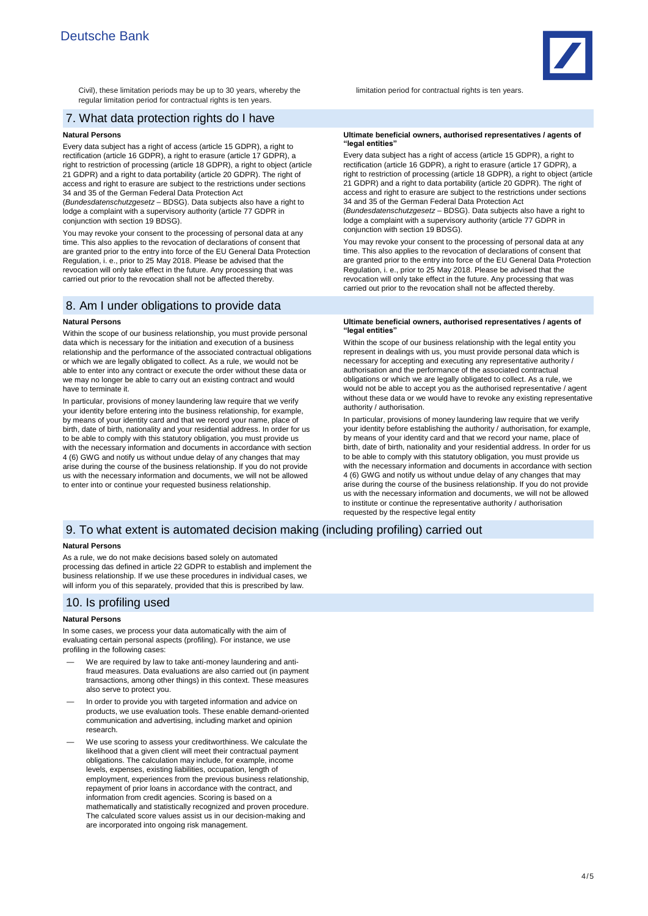Civil), these limitation periods may be up to 30 years, whereby the regular limitation period for contractual rights is ten years.

limitation period for contractual rights is ten years.

## 7. What data protection rights do I have

**Natural Persons**

Every data subject has a right of access (article 15 GDPR), a right to rectification (article 16 GDPR), a right to erasure (article 17 GDPR), a right to restriction of processing (article 18 GDPR), a right to object (article 21 GDPR) and a right to data portability (article 20 GDPR). The right of access and right to erasure are subject to the restrictions under sections 34 and 35 of the German Federal Data Protection Act (*Bundesdatenschutzgesetz* – BDSG). Data subjects also have a right to lodge a complaint with a supervisory authority (article 77 GDPR in conjunction with section 19 BDSG).

You may revoke your consent to the processing of personal data at any time. This also applies to the revocation of declarations of consent that are granted prior to the entry into force of the EU General Data Protection Regulation, i. e., prior to 25 May 2018. Please be advised that the revocation will only take effect in the future. Any processing that was carried out prior to the revocation shall not be affected thereby.

**Ultimate beneficial owners, authorised representatives / agents of "legal entities"**

Every data subject has a right of access (article 15 GDPR), a right to rectification (article 16 GDPR), a right to erasure (article 17 GDPR), a right to restriction of processing (article 18 GDPR), a right to object (article 21 GDPR) and a right to data portability (article 20 GDPR). The right of access and right to erasure are subject to the restrictions under sections 34 and 35 of the German Federal Data Protection Act (*Bundesdatenschutzgesetz* – BDSG). Data subjects also have a right to lodge a complaint with a supervisory authority (article 77 GDPR in conjunction with section 19 BDSG).

You may revoke your consent to the processing of personal data at any time. This also applies to the revocation of declarations of consent that are granted prior to the entry into force of the EU General Data Protection Regulation, i. e., prior to 25 May 2018. Please be advised that the revocation will only take effect in the future. Any processing that was carried out prior to the revocation shall not be affected thereby.

## 8. Am I under obligations to provide data

**Natural Persons**

Within the scope of our business relationship, you must provide personal data which is necessary for the initiation and execution of a business relationship and the performance of the associated contractual obligations or which we are legally obligated to collect. As a rule, we would not be able to enter into any contract or execute the order without these data or we may no longer be able to carry out an existing contract and would have to terminate it.

In particular, provisions of money laundering law require that we verify your identity before entering into the business relationship, for example, by means of your identity card and that we record your name, place of birth, date of birth, nationality and your residential address. In order for us to be able to comply with this statutory obligation, you must provide us with the necessary information and documents in accordance with section 4 (6) GWG and notify us without undue delay of any changes that may arise during the course of the business relationship. If you do not provide us with the necessary information and documents, we will not be allowed to enter into or continue your requested business relationship.

**Ultimate beneficial owners, authorised representatives / agents of "legal entities"**

Within the scope of our business relationship with the legal entity you represent in dealings with us, you must provide personal data which is necessary for accepting and executing any representative authority / authorisation and the performance of the associated contractual obligations or which we are legally obligated to collect. As a rule, we would not be able to accept you as the authorised representative / agent without these data or we would have to revoke any existing representative authority / authorisation.

In particular, provisions of money laundering law require that we verify your identity before establishing the authority / authorisation, for example, by means of your identity card and that we record your name, place of birth, date of birth, nationality and your residential address. In order for us to be able to comply with this statutory obligation, you must provide us with the necessary information and documents in accordance with section 4 (6) GWG and notify us without undue delay of any changes that may arise during the course of the business relationship. If you do not provide us with the necessary information and documents, we will not be allowed to institute or continue the representative authority / authorisation requested by the respective legal entity

## 9. To what extent is automated decision making (including profiling) carried out

**Natural Persons**

As a rule, we do not make decisions based solely on automated processing das defined in article 22 GDPR to establish and implement the business relationship. If we use these procedures in individual cases, we will inform you of this separately, provided that this is prescribed by law.

## 10. Is profiling used

**Natural Persons**

In some cases, we process your data automatically with the aim of evaluating certain personal aspects (profiling). For instance, we use profiling in the following cases:

- We are required by law to take anti-money laundering and anti-fraud measures. Data evaluations are also carried out (in payment transactions, among other things) in this context. These measures also serve to protect you.
- In order to provide you with targeted information and advice on products, we use evaluation tools. These enable demand-oriented communication and advertising, including market and opinion research.
- We use scoring to assess your creditworthiness. We calculate the likelihood that a given client will meet their contractual payment obligations. The calculation may include, for example, income levels, expenses, existing liabilities, occupation, length of employment, experiences from the previous business relationship, repayment of prior loans in accordance with the contract, and information from credit agencies. Scoring is based on a mathematically and statistically recognized and proven procedure. The calculated score values assist us in our decision-making and are incorporated into ongoing risk management.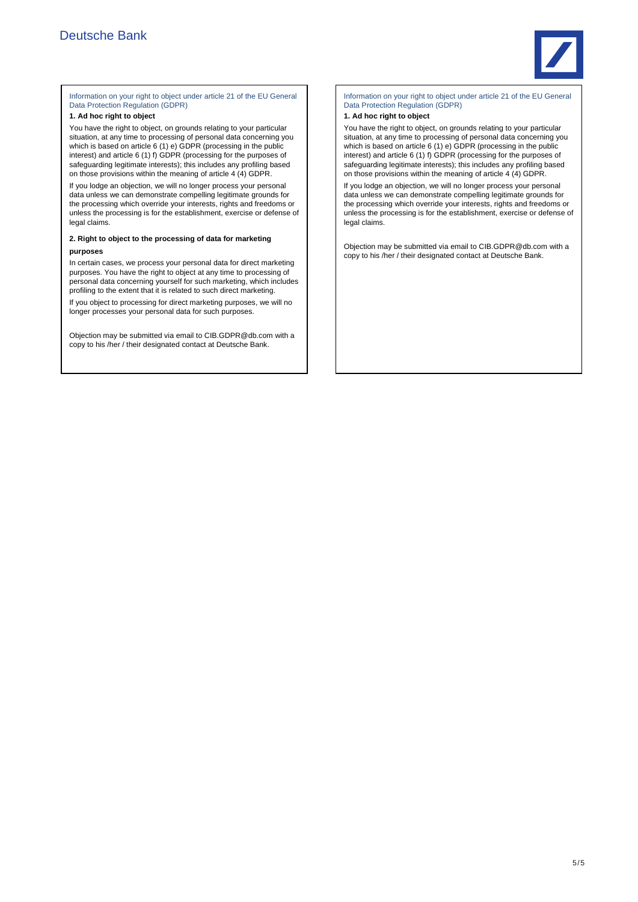Deutsche Bank

Information on your right to object under article 21 of the EU General Data Protection Regulation (GDPR)

**1. Ad hoc right to object**

You have the right to object, on grounds relating to your particular situation, at any time to processing of personal data concerning you which is based on article 6 (1) e) GDPR (processing in the public interest) and article 6 (1) f) GDPR (processing for the purposes of safeguarding legitimate interests); this includes any profiling based on those provisions within the meaning of article 4 (4) GDPR.

If you lodge an objection, we will no longer process your personal data unless we can demonstrate compelling legitimate grounds for the processing which override your interests, rights and freedoms or unless the processing is for the establishment, exercise or defense of legal claims.

**2. Right to object to the processing of data for marketing purposes**

In certain cases, we process your personal data for direct marketing purposes. You have the right to object at any time to processing of personal data concerning yourself for such marketing, which includes profiling to the extent that it is related to such direct marketing.

If you object to processing for direct marketing purposes, we will no longer processes your personal data for such purposes.

Objection may be submitted via email to CIB.GDPR@db.com with a copy to his /her / their designated contact at Deutsche Bank.

Information on your right to object under article 21 of the EU General Data Protection Regulation (GDPR)

**1. Ad hoc right to object**

You have the right to object, on grounds relating to your particular situation, at any time to processing of personal data concerning you which is based on article 6 (1) e) GDPR (processing in the public interest) and article 6 (1) f) GDPR (processing for the purposes of safeguarding legitimate interests); this includes any profiling based on those provisions within the meaning of article 4 (4) GDPR.

If you lodge an objection, we will no longer process your personal data unless we can demonstrate compelling legitimate grounds for the processing which override your interests, rights and freedoms or unless the processing is for the establishment, exercise or defense of legal claims.

Objection may be submitted via email to CIB.GDPR@db.com with a copy to his /her / their designated contact at Deutsche Bank.